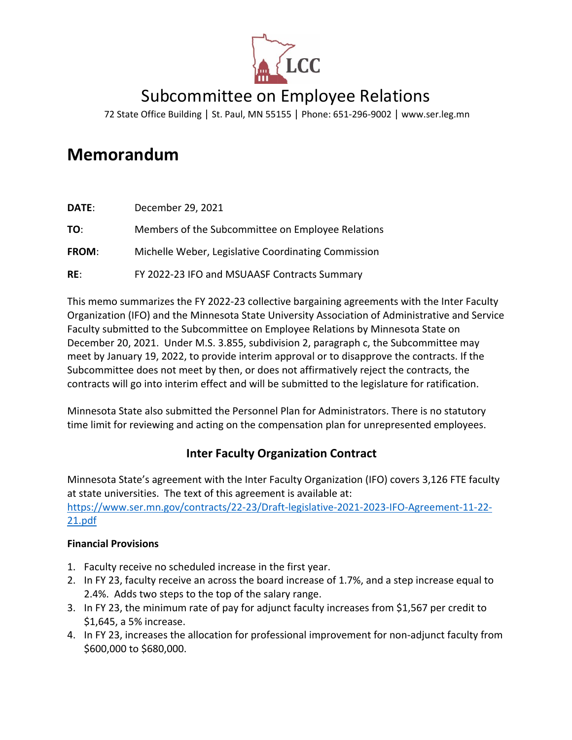LCC

# Subcommittee on Employee Relations

72 State Office Building | St. Paul, MN 55155 | Phone: 651-296-9002 | www.ser.leg.mn

# Memorandum

**DATE**: December 29, 2021

**TO**: Members of the Subcommittee on Employee Relations

**FROM**: Michelle Weber, Legislative Coordinating Commission

**RE**: FY 2022-23 IFO and MSUAASF Contracts Summary

This memo summarizes the FY 2022-23 collective bargaining agreements with the Inter Faculty Organization (IFO) and the Minnesota State University Association of Administrative and Service Faculty submitted to the Subcommittee on Employee Relations by Minnesota State on December 20, 2021. Under M.S. 3.855, subdivision 2, paragraph c, the Subcommittee may meet by January 19, 2022, to provide interim approval or to disapprove the contracts. If the Subcommittee does not meet by then, or does not affirmatively reject the contracts, the contracts will go into interim effect and will be submitted to the legislature for ratification.

Minnesota State also submitted the Personnel Plan for Administrators. There is no statutory time limit for reviewing and acting on the compensation plan for unrepresented employees.

## Inter Faculty Organization Contract

Minnesota State's agreement with the Inter Faculty Organization (IFO) covers 3,126 FTE faculty at state universities. The text of this agreement is available at: [https://www.ser.mn.gov/contracts/22-23/Draft-legislative-2021-2023-IFO-Agreement-11-22-21.pdf](https://www.ser.mn.gov/contracts/22-23/Draft-legislative-2021-2023-IFO-Agreement-11-22-21.pdf)

### Financial Provisions

1. Faculty receive no scheduled increase in the first year.
2. In FY 23, faculty receive an across the board increase of 1.7%, and a step increase equal to 2.4%. Adds two steps to the top of the salary range.
3. In FY 23, the minimum rate of pay for adjunct faculty increases from $1,567 per credit to $1,645, a 5% increase.
4. In FY 23, increases the allocation for professional improvement for non-adjunct faculty from $600,000 to $680,000.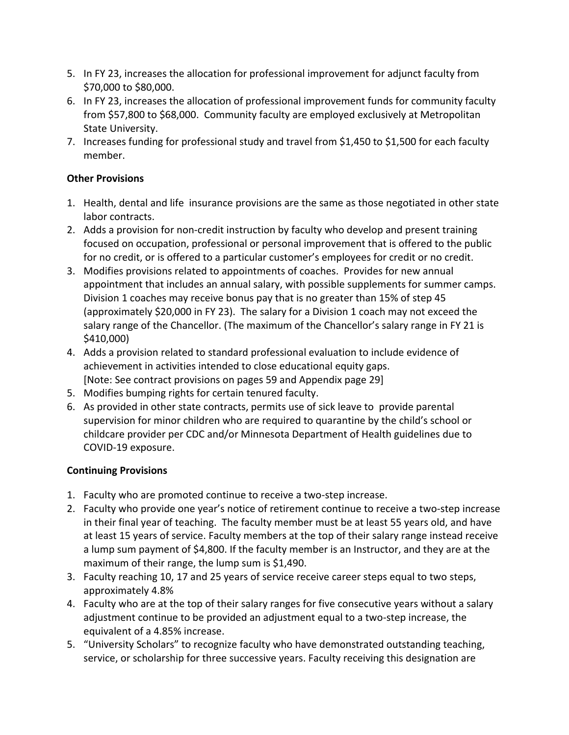5. In FY 23, increases the allocation for professional improvement for adjunct faculty from $70,000 to $80,000.
6. In FY 23, increases the allocation of professional improvement funds for community faculty from $57,800 to $68,000. Community faculty are employed exclusively at Metropolitan State University.
7. Increases funding for professional study and travel from $1,450 to $1,500 for each faculty member.

**Other Provisions**

1. Health, dental and life insurance provisions are the same as those negotiated in other state labor contracts.
2. Adds a provision for non-credit instruction by faculty who develop and present training focused on occupation, professional or personal improvement that is offered to the public for no credit, or is offered to a particular customer's employees for credit or no credit.
3. Modifies provisions related to appointments of coaches. Provides for new annual appointment that includes an annual salary, with possible supplements for summer camps. Division 1 coaches may receive bonus pay that is no greater than 15% of step 45 (approximately $20,000 in FY 23). The salary for a Division 1 coach may not exceed the salary range of the Chancellor. (The maximum of the Chancellor's salary range in FY 21 is $410,000)
4. Adds a provision related to standard professional evaluation to include evidence of achievement in activities intended to close educational equity gaps.
   [Note: See contract provisions on pages 59 and Appendix page 29]
5. Modifies bumping rights for certain tenured faculty.
6. As provided in other state contracts, permits use of sick leave to provide parental supervision for minor children who are required to quarantine by the child's school or childcare provider per CDC and/or Minnesota Department of Health guidelines due to COVID-19 exposure.

**Continuing Provisions**

1. Faculty who are promoted continue to receive a two-step increase.
2. Faculty who provide one year's notice of retirement continue to receive a two-step increase in their final year of teaching. The faculty member must be at least 55 years old, and have at least 15 years of service. Faculty members at the top of their salary range instead receive a lump sum payment of $4,800. If the faculty member is an Instructor, and they are at the maximum of their range, the lump sum is $1,490.
3. Faculty reaching 10, 17 and 25 years of service receive career steps equal to two steps, approximately 4.8%
4. Faculty who are at the top of their salary ranges for five consecutive years without a salary adjustment continue to be provided an adjustment equal to a two-step increase, the equivalent of a 4.85% increase.
5. "University Scholars" to recognize faculty who have demonstrated outstanding teaching, service, or scholarship for three successive years. Faculty receiving this designation are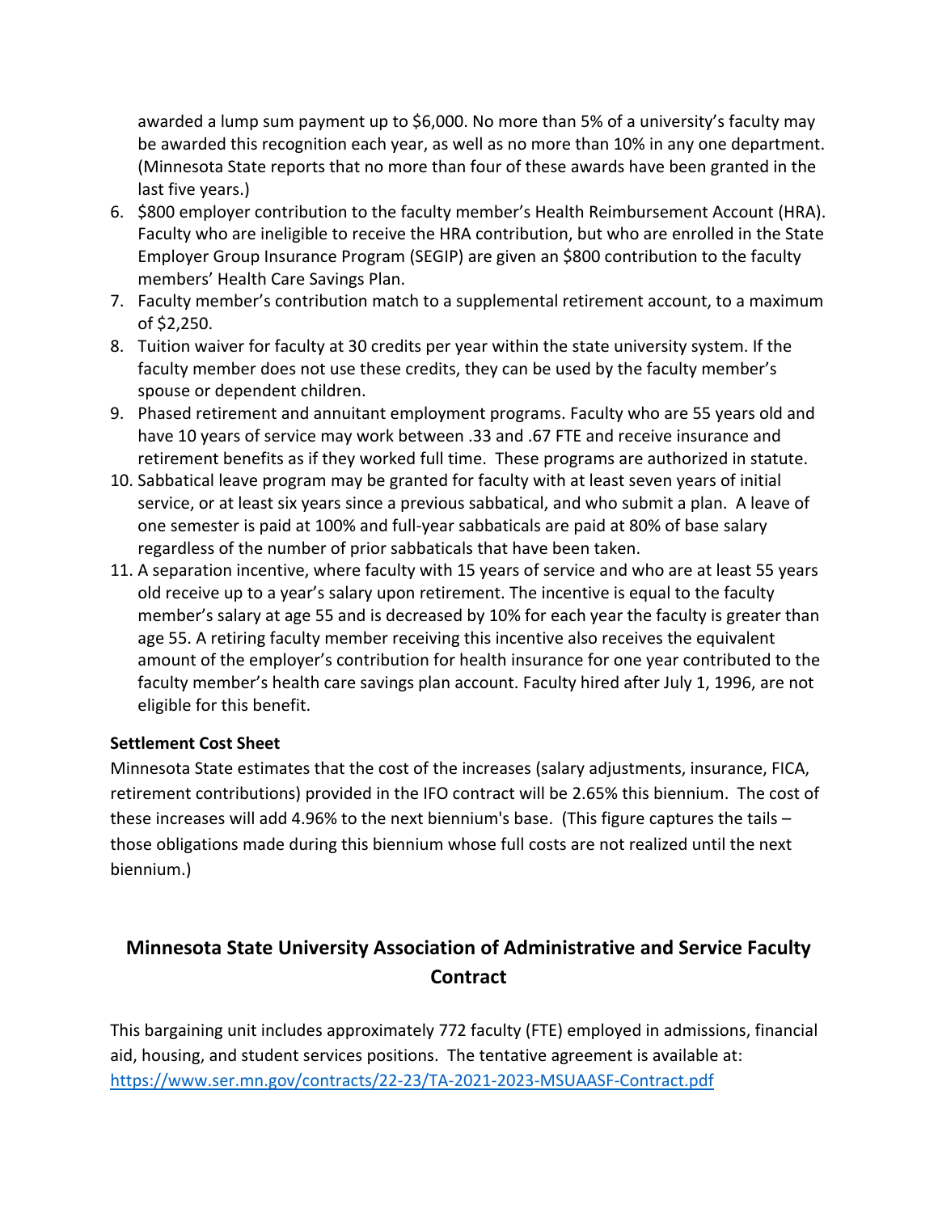awarded a lump sum payment up to $6,000. No more than 5% of a university's faculty may be awarded this recognition each year, as well as no more than 10% in any one department. (Minnesota State reports that no more than four of these awards have been granted in the last five years.)

6. $800 employer contribution to the faculty member's Health Reimbursement Account (HRA). Faculty who are ineligible to receive the HRA contribution, but who are enrolled in the State Employer Group Insurance Program (SEGIP) are given an $800 contribution to the faculty members' Health Care Savings Plan.
7. Faculty member's contribution match to a supplemental retirement account, to a maximum of $2,250.
8. Tuition waiver for faculty at 30 credits per year within the state university system. If the faculty member does not use these credits, they can be used by the faculty member's spouse or dependent children.
9. Phased retirement and annuitant employment programs. Faculty who are 55 years old and have 10 years of service may work between .33 and .67 FTE and receive insurance and retirement benefits as if they worked full time. These programs are authorized in statute.
10. Sabbatical leave program may be granted for faculty with at least seven years of initial service, or at least six years since a previous sabbatical, and who submit a plan. A leave of one semester is paid at 100% and full-year sabbaticals are paid at 80% of base salary regardless of the number of prior sabbaticals that have been taken.
11. A separation incentive, where faculty with 15 years of service and who are at least 55 years old receive up to a year's salary upon retirement. The incentive is equal to the faculty member's salary at age 55 and is decreased by 10% for each year the faculty is greater than age 55. A retiring faculty member receiving this incentive also receives the equivalent amount of the employer's contribution for health insurance for one year contributed to the faculty member's health care savings plan account. Faculty hired after July 1, 1996, are not eligible for this benefit.

**Settlement Cost Sheet**

Minnesota State estimates that the cost of the increases (salary adjustments, insurance, FICA, retirement contributions) provided in the IFO contract will be 2.65% this biennium. The cost of these increases will add 4.96% to the next biennium's base. (This figure captures the tails – those obligations made during this biennium whose full costs are not realized until the next biennium.)

## Minnesota State University Association of Administrative and Service Faculty Contract

This bargaining unit includes approximately 772 faculty (FTE) employed in admissions, financial aid, housing, and student services positions. The tentative agreement is available at: [https://www.ser.mn.gov/contracts/22-23/TA-2021-2023-MSUAASF-Contract.pdf](https://www.ser.mn.gov/contracts/22-23/TA-2021-2023-MSUAASF-Contract.pdf)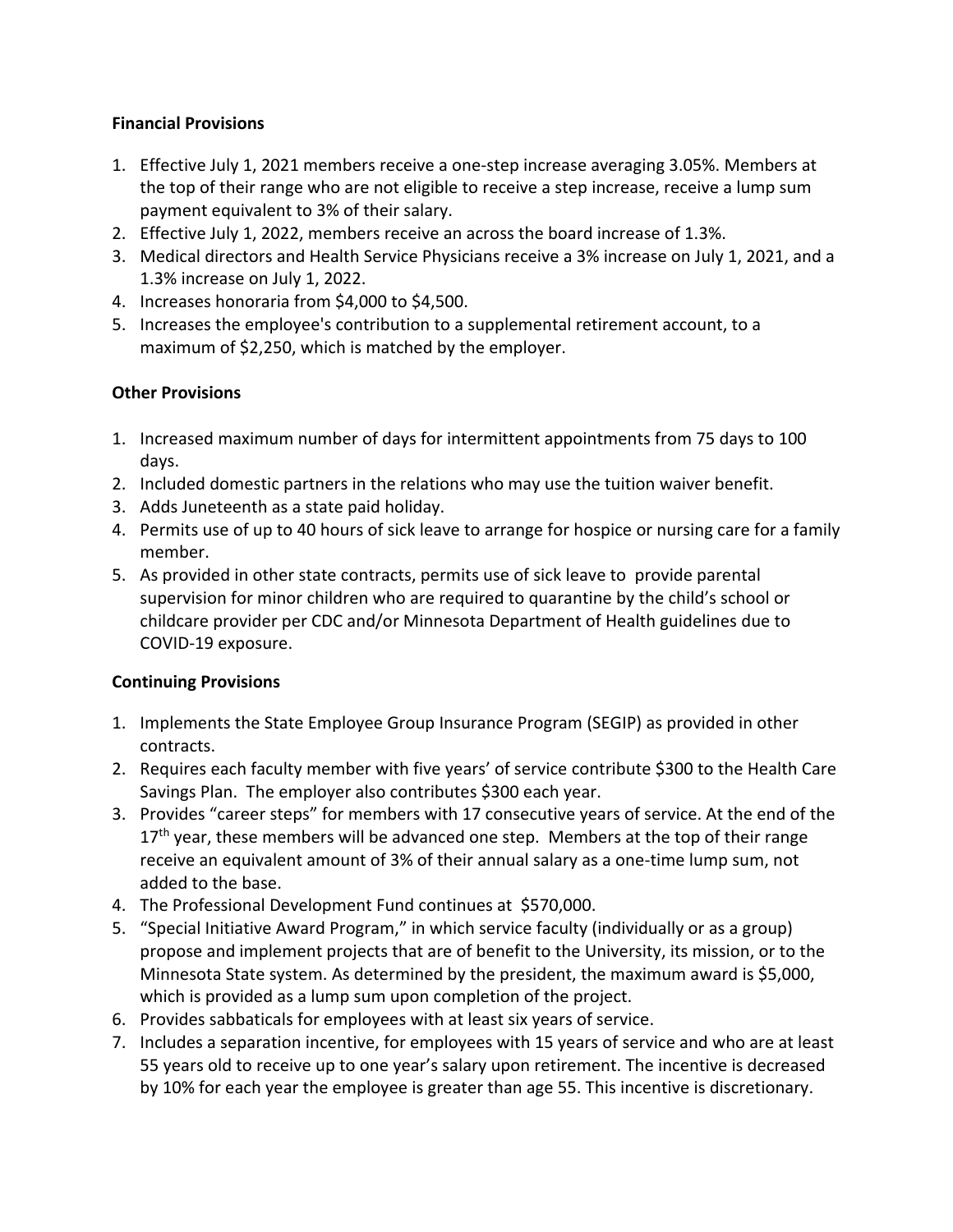**Financial Provisions**

1. Effective July 1, 2021 members receive a one-step increase averaging 3.05%. Members at the top of their range who are not eligible to receive a step increase, receive a lump sum payment equivalent to 3% of their salary.
2. Effective July 1, 2022, members receive an across the board increase of 1.3%.
3. Medical directors and Health Service Physicians receive a 3% increase on July 1, 2021, and a 1.3% increase on July 1, 2022.
4. Increases honoraria from $4,000 to $4,500.
5. Increases the employee's contribution to a supplemental retirement account, to a maximum of $2,250, which is matched by the employer.

**Other Provisions**

1. Increased maximum number of days for intermittent appointments from 75 days to 100 days.
2. Included domestic partners in the relations who may use the tuition waiver benefit.
3. Adds Juneteenth as a state paid holiday.
4. Permits use of up to 40 hours of sick leave to arrange for hospice or nursing care for a family member.
5. As provided in other state contracts, permits use of sick leave to provide parental supervision for minor children who are required to quarantine by the child's school or childcare provider per CDC and/or Minnesota Department of Health guidelines due to COVID-19 exposure.

**Continuing Provisions**

1. Implements the State Employee Group Insurance Program (SEGIP) as provided in other contracts.
2. Requires each faculty member with five years' of service contribute $300 to the Health Care Savings Plan. The employer also contributes $300 each year.
3. Provides "career steps" for members with 17 consecutive years of service. At the end of the 17th year, these members will be advanced one step. Members at the top of their range receive an equivalent amount of 3% of their annual salary as a one-time lump sum, not added to the base.
4. The Professional Development Fund continues at $570,000.
5. "Special Initiative Award Program," in which service faculty (individually or as a group) propose and implement projects that are of benefit to the University, its mission, or to the Minnesota State system. As determined by the president, the maximum award is $5,000, which is provided as a lump sum upon completion of the project.
6. Provides sabbaticals for employees with at least six years of service.
7. Includes a separation incentive, for employees with 15 years of service and who are at least 55 years old to receive up to one year's salary upon retirement. The incentive is decreased by 10% for each year the employee is greater than age 55. This incentive is discretionary.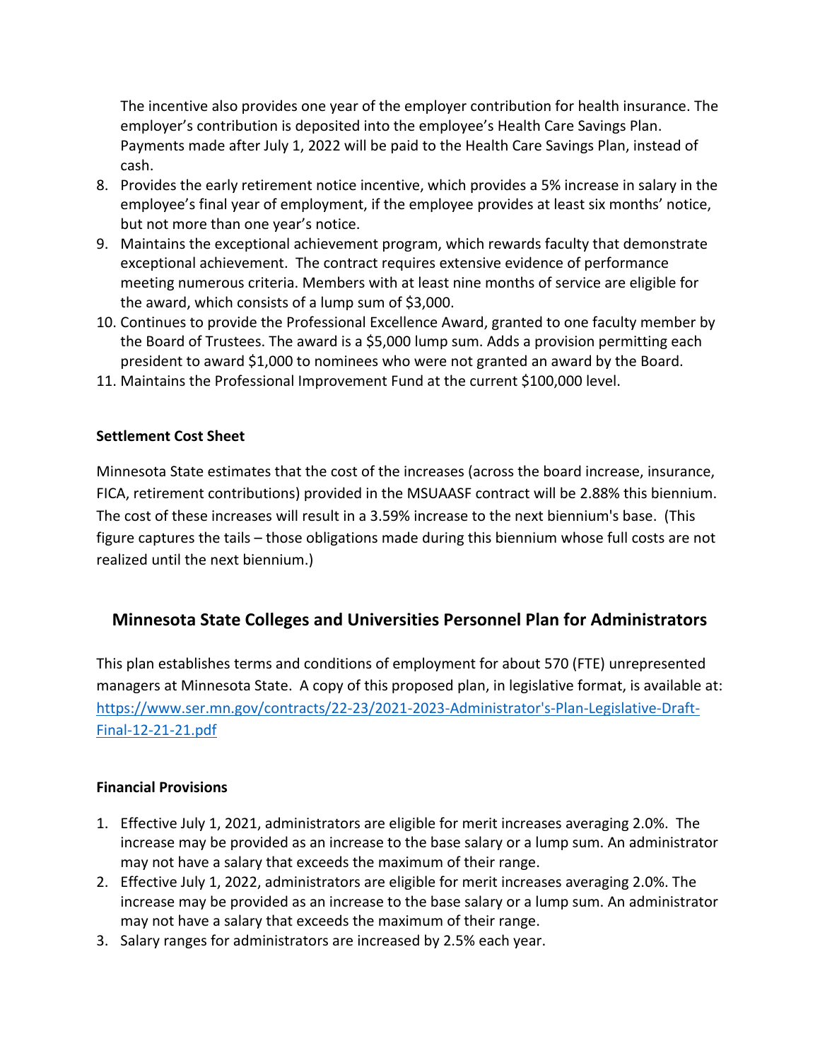The incentive also provides one year of the employer contribution for health insurance. The employer's contribution is deposited into the employee's Health Care Savings Plan. Payments made after July 1, 2022 will be paid to the Health Care Savings Plan, instead of cash.

8. Provides the early retirement notice incentive, which provides a 5% increase in salary in the employee's final year of employment, if the employee provides at least six months' notice, but not more than one year's notice.
9. Maintains the exceptional achievement program, which rewards faculty that demonstrate exceptional achievement. The contract requires extensive evidence of performance meeting numerous criteria. Members with at least nine months of service are eligible for the award, which consists of a lump sum of $3,000.
10. Continues to provide the Professional Excellence Award, granted to one faculty member by the Board of Trustees. The award is a $5,000 lump sum. Adds a provision permitting each president to award $1,000 to nominees who were not granted an award by the Board.
11. Maintains the Professional Improvement Fund at the current $100,000 level.

**Settlement Cost Sheet**

Minnesota State estimates that the cost of the increases (across the board increase, insurance, FICA, retirement contributions) provided in the MSUAASF contract will be 2.88% this biennium. The cost of these increases will result in a 3.59% increase to the next biennium's base. (This figure captures the tails – those obligations made during this biennium whose full costs are not realized until the next biennium.)

## Minnesota State Colleges and Universities Personnel Plan for Administrators

This plan establishes terms and conditions of employment for about 570 (FTE) unrepresented managers at Minnesota State. A copy of this proposed plan, in legislative format, is available at: [https://www.ser.mn.gov/contracts/22-23/2021-2023-Administrator's-Plan-Legislative-Draft-Final-12-21-21.pdf](https://www.ser.mn.gov/contracts/22-23/2021-2023-Administrator's-Plan-Legislative-Draft-Final-12-21-21.pdf)

**Financial Provisions**

1. Effective July 1, 2021, administrators are eligible for merit increases averaging 2.0%. The increase may be provided as an increase to the base salary or a lump sum. An administrator may not have a salary that exceeds the maximum of their range.
2. Effective July 1, 2022, administrators are eligible for merit increases averaging 2.0%. The increase may be provided as an increase to the base salary or a lump sum. An administrator may not have a salary that exceeds the maximum of their range.
3. Salary ranges for administrators are increased by 2.5% each year.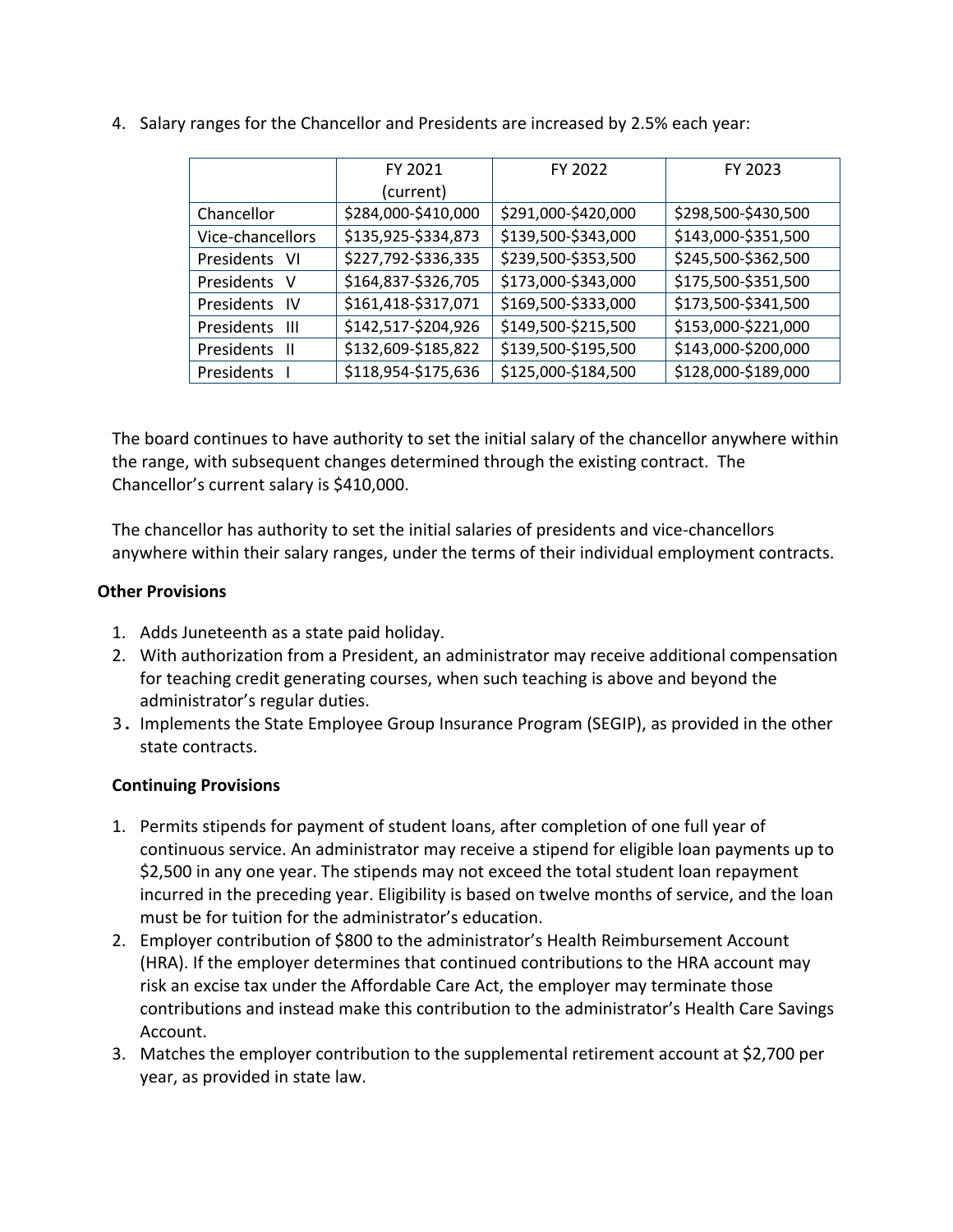4. Salary ranges for the Chancellor and Presidents are increased by 2.5% each year:

| | FY 2021 (current) | FY 2022 | FY 2023 |
|---|---|---|---|
| Chancellor | $284,000-$410,000 | $291,000-$420,000 | $298,500-$430,500 |
| Vice-chancellors | $135,925-$334,873 | $139,500-$343,000 | $143,000-$351,500 |
| Presidents VI | $227,792-$336,335 | $239,500-$353,500 | $245,500-$362,500 |
| Presidents V | $164,837-$326,705 | $173,000-$343,000 | $175,500-$351,500 |
| Presidents IV | $161,418-$317,071 | $169,500-$333,000 | $173,500-$341,500 |
| Presidents III | $142,517-$204,926 | $149,500-$215,500 | $153,000-$221,000 |
| Presidents II | $132,609-$185,822 | $139,500-$195,500 | $143,000-$200,000 |
| Presidents I | $118,954-$175,636 | $125,000-$184,500 | $128,000-$189,000 |

The board continues to have authority to set the initial salary of the chancellor anywhere within the range, with subsequent changes determined through the existing contract. The Chancellor's current salary is $410,000.

The chancellor has authority to set the initial salaries of presidents and vice-chancellors anywhere within their salary ranges, under the terms of their individual employment contracts.

**Other Provisions**

1. Adds Juneteenth as a state paid holiday.
2. With authorization from a President, an administrator may receive additional compensation for teaching credit generating courses, when such teaching is above and beyond the administrator's regular duties.
3. Implements the State Employee Group Insurance Program (SEGIP), as provided in the other state contracts.

**Continuing Provisions**

1. Permits stipends for payment of student loans, after completion of one full year of continuous service. An administrator may receive a stipend for eligible loan payments up to $2,500 in any one year. The stipends may not exceed the total student loan repayment incurred in the preceding year. Eligibility is based on twelve months of service, and the loan must be for tuition for the administrator's education.
2. Employer contribution of $800 to the administrator's Health Reimbursement Account (HRA). If the employer determines that continued contributions to the HRA account may risk an excise tax under the Affordable Care Act, the employer may terminate those contributions and instead make this contribution to the administrator's Health Care Savings Account.
3. Matches the employer contribution to the supplemental retirement account at $2,700 per year, as provided in state law.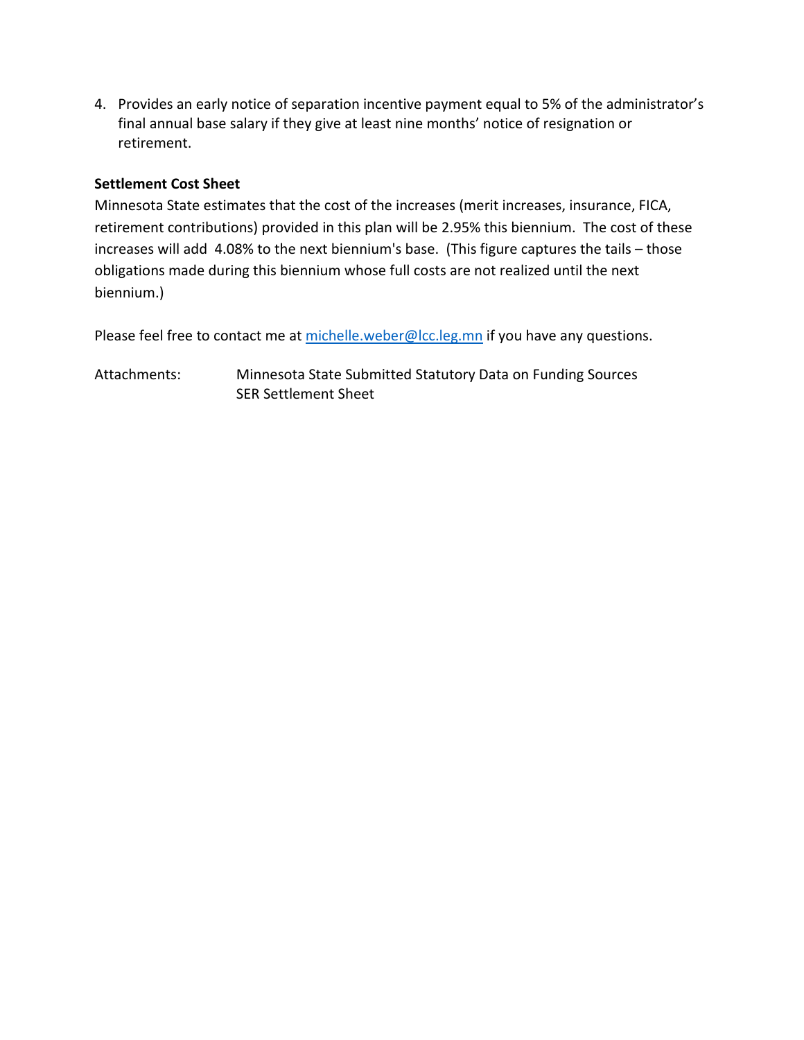4. Provides an early notice of separation incentive payment equal to 5% of the administrator's final annual base salary if they give at least nine months' notice of resignation or retirement.

**Settlement Cost Sheet**

Minnesota State estimates that the cost of the increases (merit increases, insurance, FICA, retirement contributions) provided in this plan will be 2.95% this biennium. The cost of these increases will add 4.08% to the next biennium's base. (This figure captures the tails – those obligations made during this biennium whose full costs are not realized until the next biennium.)

Please feel free to contact me at michelle.weber@lcc.leg.mn if you have any questions.

Attachments: Minnesota State Submitted Statutory Data on Funding Sources
SER Settlement Sheet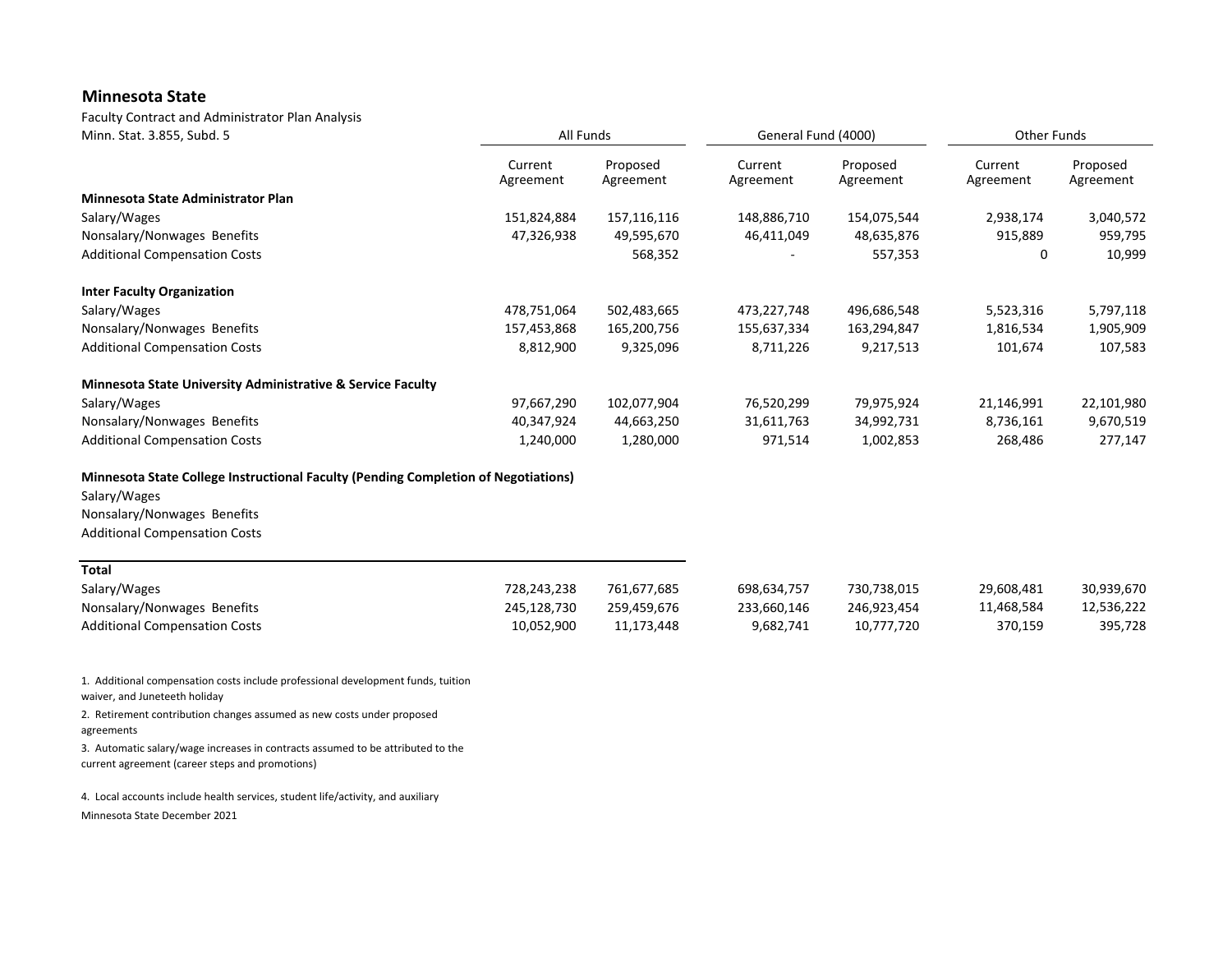## Minnesota State

Faculty Contract and Administrator Plan Analysis
Minn. Stat. 3.855, Subd. 5

| | All Funds | | General Fund (4000) | | Other Funds | |
|---|---|---|---|---|---|---|
| | Current Agreement | Proposed Agreement | Current Agreement | Proposed Agreement | Current Agreement | Proposed Agreement |
| **Minnesota State Administrator Plan** | | | | | | |
| Salary/Wages | 151,824,884 | 157,116,116 | 148,886,710 | 154,075,544 | 2,938,174 | 3,040,572 |
| Nonsalary/Nonwages Benefits | 47,326,938 | 49,595,670 | 46,411,049 | 48,635,876 | 915,889 | 959,795 |
| Additional Compensation Costs | | 568,352 | - | 557,353 | 0 | 10,999 |
| **Inter Faculty Organization** | | | | | | |
| Salary/Wages | 478,751,064 | 502,483,665 | 473,227,748 | 496,686,548 | 5,523,316 | 5,797,118 |
| Nonsalary/Nonwages Benefits | 157,453,868 | 165,200,756 | 155,637,334 | 163,294,847 | 1,816,534 | 1,905,909 |
| Additional Compensation Costs | 8,812,900 | 9,325,096 | 8,711,226 | 9,217,513 | 101,674 | 107,583 |
| **Minnesota State University Administrative & Service Faculty** | | | | | | |
| Salary/Wages | 97,667,290 | 102,077,904 | 76,520,299 | 79,975,924 | 21,146,991 | 22,101,980 |
| Nonsalary/Nonwages Benefits | 40,347,924 | 44,663,250 | 31,611,763 | 34,992,731 | 8,736,161 | 9,670,519 |
| Additional Compensation Costs | 1,240,000 | 1,280,000 | 971,514 | 1,002,853 | 268,486 | 277,147 |
| **Minnesota State College Instructional Faculty (Pending Completion of Negotiations)** | | | | | | |
| Salary/Wages | | | | | | |
| Nonsalary/Nonwages Benefits | | | | | | |
| Additional Compensation Costs | | | | | | |
| **Total** | | | | | | |
| Salary/Wages | 728,243,238 | 761,677,685 | 698,634,757 | 730,738,015 | 29,608,481 | 30,939,670 |
| Nonsalary/Nonwages Benefits | 245,128,730 | 259,459,676 | 233,660,146 | 246,923,454 | 11,468,584 | 12,536,222 |
| Additional Compensation Costs | 10,052,900 | 11,173,448 | 9,682,741 | 10,777,720 | 370,159 | 395,728 |

1. Additional compensation costs include professional development funds, tuition waiver, and Juneteeth holiday
2. Retirement contribution changes assumed as new costs under proposed agreements
3. Automatic salary/wage increases in contracts assumed to be attributed to the current agreement (career steps and promotions)

4. Local accounts include health services, student life/activity, and auxiliary

Minnesota State December 2021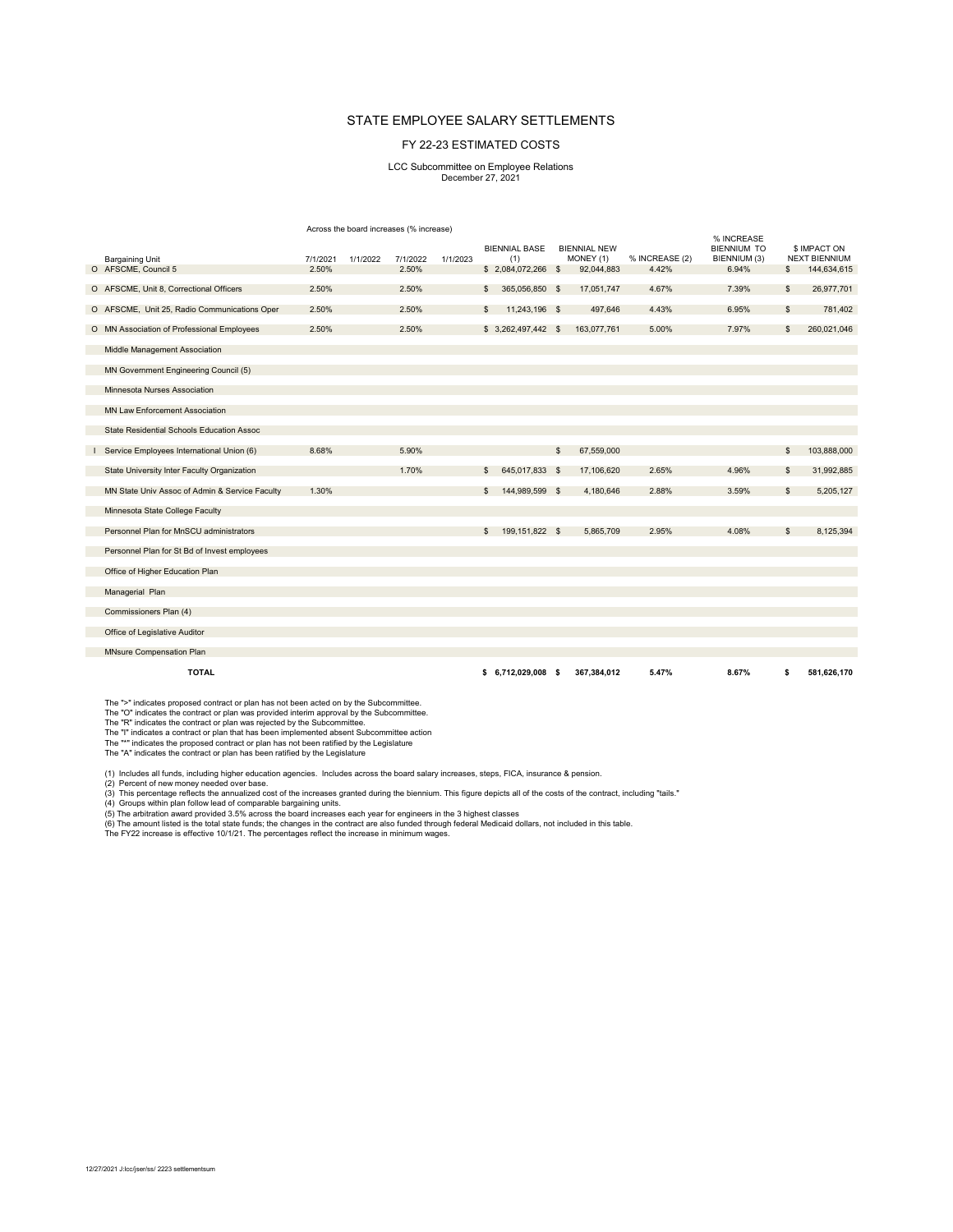# STATE EMPLOYEE SALARY SETTLEMENTS

## FY 22-23 ESTIMATED COSTS

LCC Subcommittee on Employee Relations
December 27, 2021

| | Bargaining Unit | Across the board increases (% increase) 7/1/2021 | 1/1/2022 | 7/1/2022 | 1/1/2023 | BIENNIAL BASE (1) | BIENNIAL NEW MONEY (1) | % INCREASE (2) | % INCREASE BIENNIUM TO BIENNIUM (3) | $ IMPACT ON NEXT BIENNIUM |
|---|---|---|---|---|---|---|---|---|---|---|
| O | AFSCME, Council 5 | 2.50% | | 2.50% | | $ 2,084,072,266 | $ 92,044,883 | 4.42% | 6.94% | $ 144,634,615 |
| O | AFSCME, Unit 8, Correctional Officers | 2.50% | | 2.50% | | $ 365,056,850 | $ 17,051,747 | 4.67% | 7.39% | $ 26,977,701 |
| O | AFSCME, Unit 25, Radio Communications Oper | 2.50% | | 2.50% | | $ 11,243,196 | $ 497,646 | 4.43% | 6.95% | $ 781,402 |
| O | MN Association of Professional Employees | 2.50% | | 2.50% | | $ 3,262,497,442 | $ 163,077,761 | 5.00% | 7.97% | $ 260,021,046 |
| | Middle Management Association | | | | | | | | | |
| | MN Government Engineering Council (5) | | | | | | | | | |
| | Minnesota Nurses Association | | | | | | | | | |
| | MN Law Enforcement Association | | | | | | | | | |
| | State Residential Schools Education Assoc | | | | | | | | | |
| I | Service Employees International Union (6) | 8.68% | | 5.90% | | | $ 67,559,000 | | | $ 103,888,000 |
| | State University Inter Faculty Organization | | | 1.70% | | $ 645,017,833 | $ 17,106,620 | 2.65% | 4.96% | $ 31,992,885 |
| | MN State Univ Assoc of Admin & Service Faculty | 1.30% | | | | $ 144,989,599 | $ 4,180,646 | 2.88% | 3.59% | $ 5,205,127 |
| | Minnesota State College Faculty | | | | | | | | | |
| | Personnel Plan for MnSCU administrators | | | | | $ 199,151,822 | $ 5,865,709 | 2.95% | 4.08% | $ 8,125,394 |
| | Personnel Plan for St Bd of Invest employees | | | | | | | | | |
| | Office of Higher Education Plan | | | | | | | | | |
| | Managerial Plan | | | | | | | | | |
| | Commissioners Plan (4) | | | | | | | | | |
| | Office of Legislative Auditor | | | | | | | | | |
| | MNsure Compensation Plan | | | | | | | | | |
| | **TOTAL** | | | | | **$ 6,712,029,008** | **$ 367,384,012** | **5.47%** | **8.67%** | **$ 581,626,170** |

The ">" indicates proposed contract or plan has not been acted on by the Subcommittee.
The "O" indicates the contract or plan was provided interim approval by the Subcommittee.
The "R" indicates the contract or plan was rejected by the Subcommittee.
The "I" indicates a contract or plan that has been implemented absent Subcommittee action
The "*" indicates the proposed contract or plan has not been ratified by the Legislature
The "A" indicates the contract or plan has been ratified by the Legislature

(1) Includes all funds, including higher education agencies. Includes across the board salary increases, steps, FICA, insurance & pension.
(2) Percent of new money needed over base.
(3) This percentage reflects the annualized cost of the increases granted during the biennium. This figure depicts all of the costs of the contract, including "tails."
(4) Groups within plan follow lead of comparable bargaining units.
(5) The arbitration award provided 3.5% across the board increases each year for engineers in the 3 highest classes
(6) The amount listed is the total state funds; the changes in the contract are also funded through federal Medicaid dollars, not included in this table.
The FY22 increase is effective 10/1/21. The percentages reflect the increase in minimum wages.

12/27/2021 J:lcc/jser/ss/ 2223 settlementsum